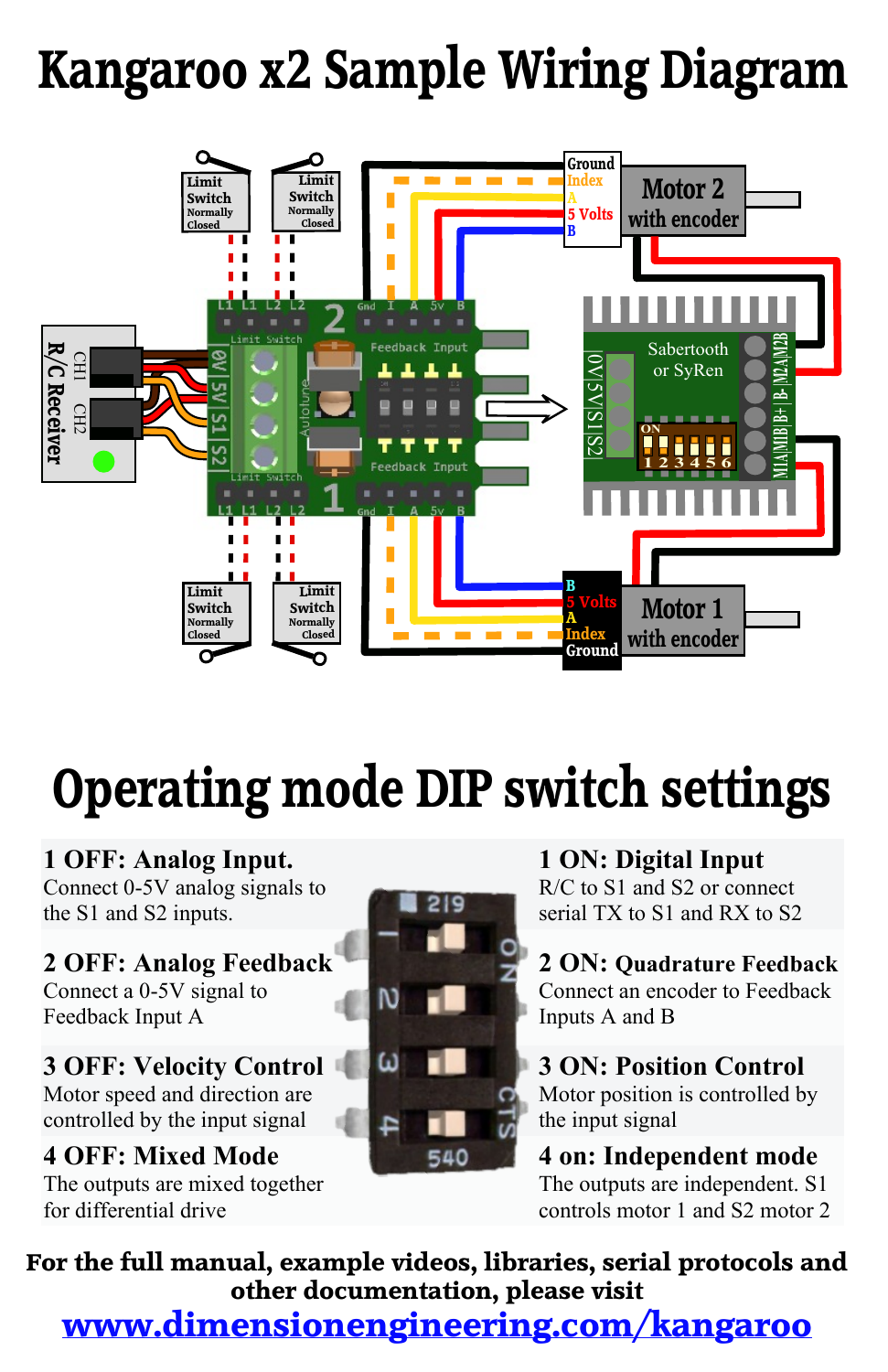# Kangaroo x2 Sample Wiring Diagram

# Operating mode DIP switch settings

| OFF | ON |
| --- | --- |
| **1 OFF: Analog Input.** Connect 0-5V analog signals to the S1 and S2 inputs. | **1 ON: Digital Input** R/C to S1 and S2 or connect serial TX to S1 and RX to S2 |
| **2 OFF: Analog Feedback** Connect a 0-5V signal to Feedback Input A | **2 ON: Quadrature Feedback** Connect an encoder to Feedback Inputs A and B |
| **3 OFF: Velocity Control** Motor speed and direction are controlled by the input signal | **3 ON: Position Control** Motor position is controlled by the input signal |
| **4 OFF: Mixed Mode** The outputs are mixed together for differential drive | **4 on: Independent mode** The outputs are independent. S1 controls motor 1 and S2 motor 2 |

**For the full manual, example videos, libraries, serial protocols and other documentation, please visit**

**www.dimensionengineering.com/kangaroo**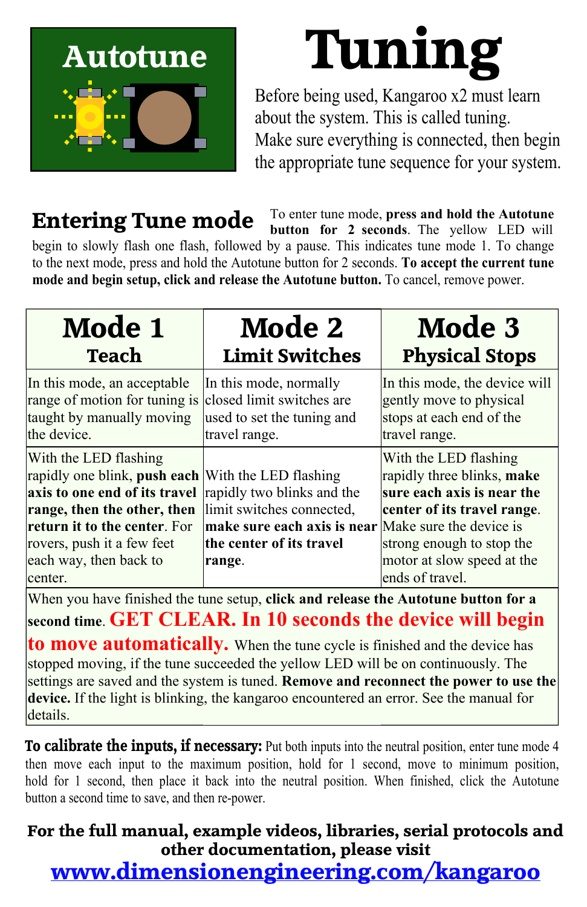Autotune

# Tuning

Before being used, Kangaroo x2 must learn about the system. This is called tuning.
Make sure everything is connected, then begin the appropriate tune sequence for your system.

## Entering Tune mode

To enter tune mode, **press and hold the Autotune button for 2 seconds**. The yellow LED will begin to slowly flash one flash, followed by a pause. This indicates tune mode 1. To change to the next mode, press and hold the Autotune button for 2 seconds. **To accept the current tune mode and begin setup, click and release the Autotune button.** To cancel, remove power.

| Mode 1<br>Teach | Mode 2<br>Limit Switches | Mode 3<br>Physical Stops |
|---|---|---|
| In this mode, an acceptable range of motion for tuning is taught by manually moving the device. | In this mode, normally closed limit switches are used to set the tuning and travel range. | In this mode, the device will gently move to physical stops at each end of the travel range. |
| With the LED flashing rapidly one blink, **push each axis to one end of its travel range, then the other, then return it to the center**. For rovers, push it a few feet each way, then back to center. | With the LED flashing rapidly two blinks and the limit switches connected, **make sure each axis is near the center of its travel range**. | With the LED flashing rapidly three blinks, **make sure each axis is near the center of its travel range**. Make sure the device is strong enough to stop the motor at slow speed at the ends of travel. |

When you have finished the tune setup, **click and release the Autotune button for a second time**. **GET CLEAR. In 10 seconds the device will begin to move automatically.** When the tune cycle is finished and the device has stopped moving, if the tune succeeded the yellow LED will be on continuously. The settings are saved and the system is tuned. **Remove and reconnect the power to use the device.** If the light is blinking, the kangaroo encountered an error. See the manual for details.

**To calibrate the inputs, if necessary:** Put both inputs into the neutral position, enter tune mode 4 then move each input to the maximum position, hold for 1 second, move to minimum position, hold for 1 second, then place it back into the neutral position. When finished, click the Autotune button a second time to save, and then re-power.

**For the full manual, example videos, libraries, serial protocols and other documentation, please visit**

**www.dimensionengineering.com/kangaroo**